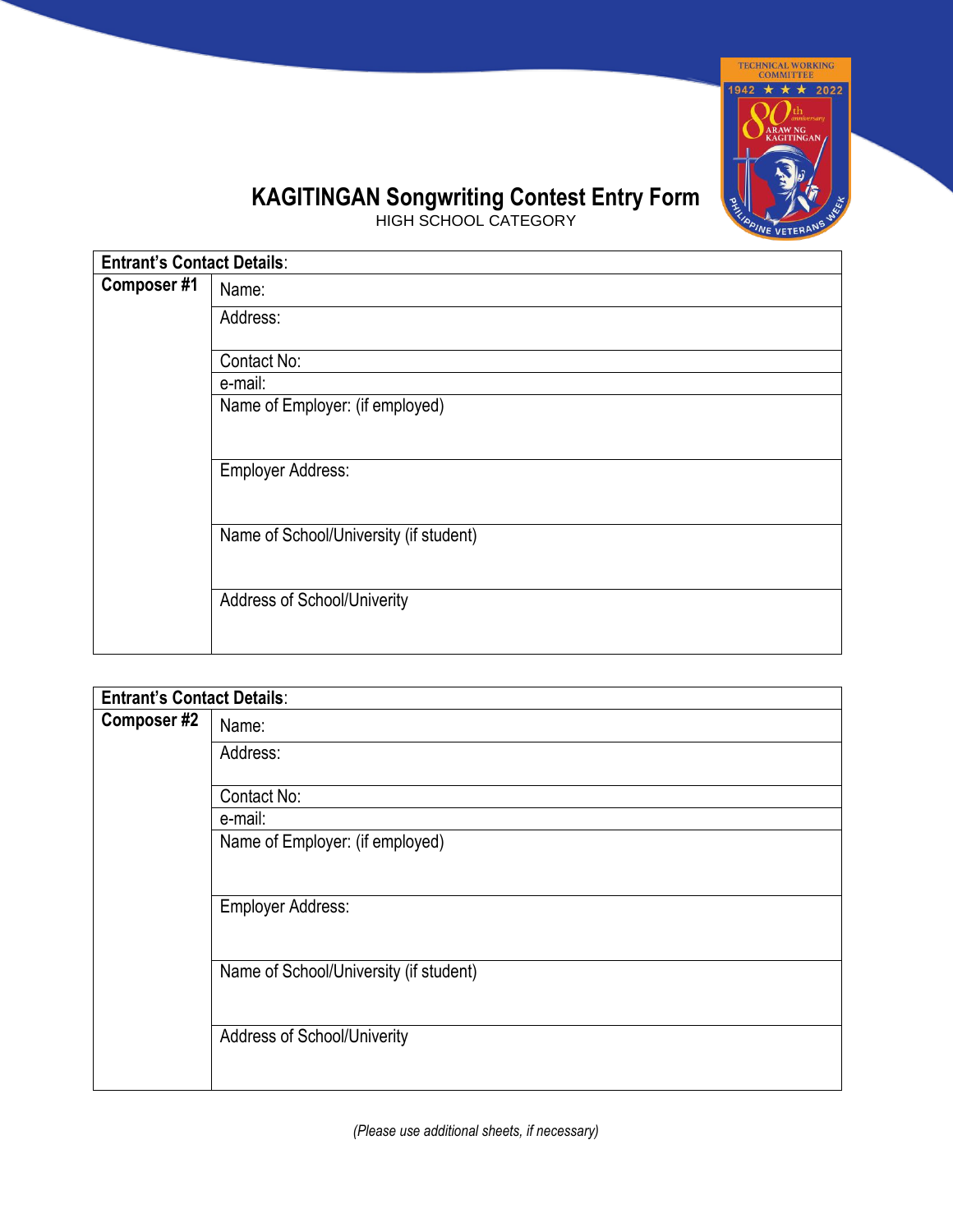# KAGITINGAN Songwriting Contest Entry Form

HIGH SCHOOL CATEGORY

| **Entrant's Contact Details**: | |
|---|---|
| **Composer #1** | Name: |
| | Address: |
| | Contact No: |
| | e-mail: |
| | Name of Employer: (if employed) |
| | Employer Address: |
| | Name of School/University (if student) |
| | Address of School/Univerity |

| **Entrant's Contact Details**: | |
|---|---|
| **Composer #2** | Name: |
| | Address: |
| | Contact No: |
| | e-mail: |
| | Name of Employer: (if employed) |
| | Employer Address: |
| | Name of School/University (if student) |
| | Address of School/Univerity |

*(Please use additional sheets, if necessary)*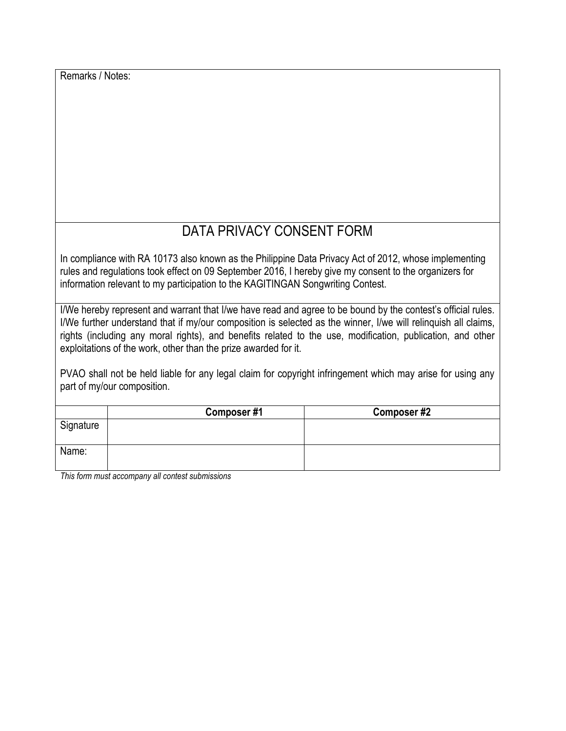Remarks / Notes:

## DATA PRIVACY CONSENT FORM

In compliance with RA 10173 also known as the Philippine Data Privacy Act of 2012, whose implementing rules and regulations took effect on 09 September 2016, I hereby give my consent to the organizers for information relevant to my participation to the KAGITINGAN Songwriting Contest.

I/We hereby represent and warrant that I/we have read and agree to be bound by the contest's official rules. I/We further understand that if my/our composition is selected as the winner, I/we will relinquish all claims, rights (including any moral rights), and benefits related to the use, modification, publication, and other exploitations of the work, other than the prize awarded for it.

PVAO shall not be held liable for any legal claim for copyright infringement which may arise for using any part of my/our composition.

| | **Composer #1** | **Composer #2** |
|---|---|---|
| Signature | | |
| Name: | | |

*This form must accompany all contest submissions*